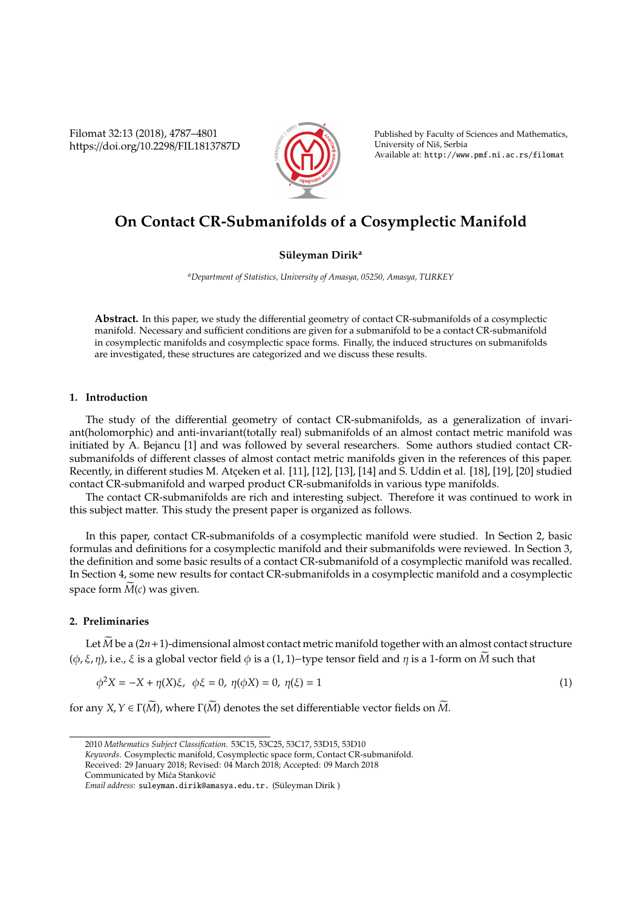# On Contact CR-Submanifolds of a Cosymplectic Manifold

**Süleyman Dirik**[a]

[a] *Department of Statistics, University of Amasya, 05250, Amasya, TURKEY*

**Abstract.** In this paper, we study the differential geometry of contact CR-submanifolds of a cosymplectic manifold. Necessary and sufficient conditions are given for a submanifold to be a contact CR-submanifold in cosymplectic manifolds and cosymplectic space forms. Finally, the induced structures on submanifolds are investigated, these structures are categorized and we discuss these results.

## 1. Introduction

The study of the differential geometry of contact CR-submanifolds, as a generalization of invariant(holomorphic) and anti-invariant(totally real) submanifolds of an almost contact metric manifold was initiated by A. Bejancu [1] and was followed by several researchers. Some authors studied contact CR-submanifolds of different classes of almost contact metric manifolds given in the references of this paper. Recently, in different studies M. Atçeken et al. [11], [12], [13], [14] and S. Uddin et al. [18], [19], [20] studied contact CR-submanifold and warped product CR-submanifolds in various type manifolds.

The contact CR-submanifolds are rich and interesting subject. Therefore it was continued to work in this subject matter. This study the present paper is organized as follows.

In this paper, contact CR-submanifolds of a cosymplectic manifold were studied. In Section 2, basic formulas and definitions for a cosymplectic manifold and their submanifolds were reviewed. In Section 3, the definition and some basic results of a contact CR-submanifold of a cosymplectic manifold was recalled. In Section 4, some new results for contact CR-submanifolds in a cosymplectic manifold and a cosymplectic space form $\widetilde{M}(c)$ was given.

## 2. Preliminaries

Let $\widetilde{M}$ be a $(2n+1)$-dimensional almost contact metric manifold together with an almost contact structure $(\phi, \xi, \eta)$, i.e., $\xi$ is a global vector field $\phi$ is a $(1,1)-$type tensor field and $\eta$ is a 1-form on $\widetilde{M}$ such that

$$\phi^2 X = -X + \eta(X)\xi, \;\; \phi\xi = 0, \;\; \eta(\phi X) = 0, \;\; \eta(\xi) = 1 \tag{1}$$

for any $X, Y \in \Gamma(\widetilde{M})$, where $\Gamma(\widetilde{M})$ denotes the set differentiable vector fields on $\widetilde{M}$.

---

2010 *Mathematics Subject Classification*. 53C15, 53C25, 53C17, 53D15, 53D10

*Keywords*. Cosymplectic manifold, Cosymplectic space form, Contact CR-submanifold.

Received: 29 January 2018; Revised: 04 March 2018; Accepted: 09 March 2018

Communicated by Mića Stanković

*Email address:* suleyman.dirik@amasya.edu.tr. (Süleyman Dirik )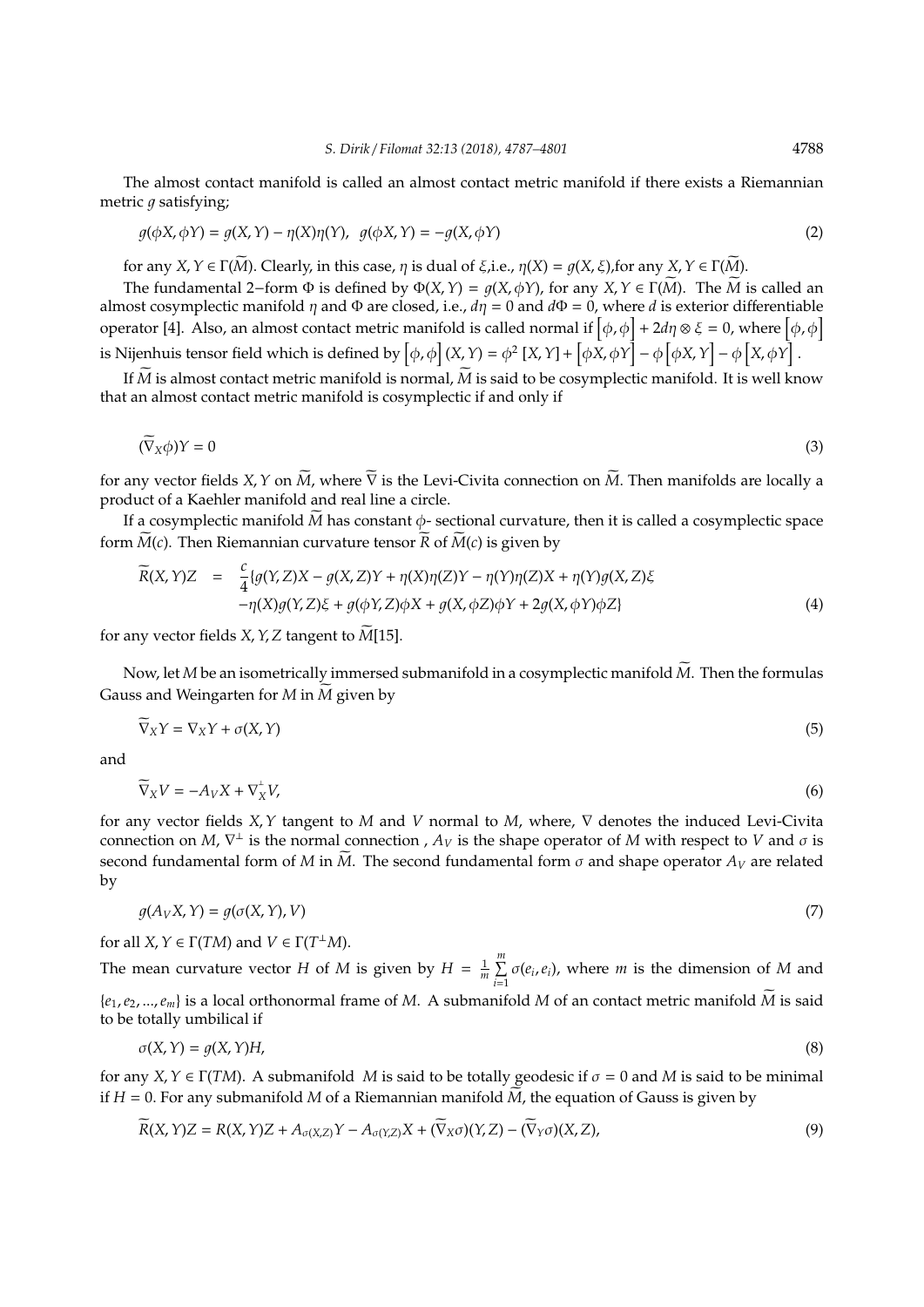The almost contact manifold is called an almost contact metric manifold if there exists a Riemannian metric $g$ satisfying;

$$g(\phi X, \phi Y) = g(X, Y) - \eta(X)\eta(Y), \quad g(\phi X, Y) = -g(X, \phi Y) \tag{2}$$

for any $X, Y \in \Gamma(\widetilde{M})$. Clearly, in this case, $\eta$ is dual of $\xi$,i.e., $\eta(X) = g(X, \xi)$,for any $X, Y \in \Gamma(\widetilde{M})$.

The fundamental 2−form $\Phi$ is defined by $\Phi(X, Y) = g(X, \phi Y)$, for any $X, Y \in \Gamma(\widetilde{M})$. The $\widetilde{M}$ is called an almost cosymplectic manifold $\eta$ and $\Phi$ are closed, i.e., $d\eta = 0$ and $d\Phi = 0$, where $d$ is exterior differentiable operator [4]. Also, an almost contact metric manifold is called normal if $\left[\phi, \phi\right] + 2d\eta \otimes \xi = 0$, where $\left[\phi, \phi\right]$ is Nijenhuis tensor field which is defined by $\left[\phi, \phi\right](X, Y) = \phi^2 [X, Y] + \left[\phi X, \phi Y\right] - \phi\left[\phi X, Y\right] - \phi\left[X, \phi Y\right]$.

If $\widetilde{M}$ is almost contact metric manifold is normal, $\widetilde{M}$ is said to be cosymplectic manifold. It is well know that an almost contact metric manifold is cosymplectic if and only if

$$(\widetilde{\nabla}_X \phi)Y = 0 \tag{3}$$

for any vector fields $X, Y$ on $\widetilde{M}$, where $\widetilde{\nabla}$ is the Levi-Civita connection on $\widetilde{M}$. Then manifolds are locally a product of a Kaehler manifold and real line a circle.

If a cosymplectic manifold $\widetilde{M}$ has constant $\phi$- sectional curvature, then it is called a cosymplectic space form $\widetilde{M}(c)$. Then Riemannian curvature tensor $\widetilde{R}$ of $\widetilde{M}(c)$ is given by

$$\begin{aligned}\widetilde{R}(X, Y)Z &= \frac{c}{4}\{g(Y, Z)X - g(X, Z)Y + \eta(X)\eta(Z)Y - \eta(Y)\eta(Z)X + \eta(Y)g(X, Z)\xi \\ &\quad -\eta(X)g(Y, Z)\xi + g(\phi Y, Z)\phi X + g(X, \phi Z)\phi Y + 2g(X, \phi Y)\phi Z\}\end{aligned} \tag{4}$$

for any vector fields $X, Y, Z$ tangent to $\widetilde{M}$[15].

Now, let $M$ be an isometrically immersed submanifold in a cosymplectic manifold $\widetilde{M}$. Then the formulas Gauss and Weingarten for $M$ in $\widetilde{M}$ given by

$$\widetilde{\nabla}_X Y = \nabla_X Y + \sigma(X, Y) \tag{5}$$

and

$$\widetilde{\nabla}_X V = -A_V X + \nabla^{\perp}_X V, \tag{6}$$

for any vector fields $X, Y$ tangent to $M$ and $V$ normal to $M$, where, $\nabla$ denotes the induced Levi-Civita connection on $M$, $\nabla^{\perp}$ is the normal connection , $A_V$ is the shape operator of $M$ with respect to $V$ and $\sigma$ is second fundamental form of $M$ in $\widetilde{M}$. The second fundamental form $\sigma$ and shape operator $A_V$ are related by

$$g(A_V X, Y) = g(\sigma(X, Y), V) \tag{7}$$

for all $X, Y \in \Gamma(TM)$ and $V \in \Gamma(T^{\perp}M)$.

The mean curvature vector $H$ of $M$ is given by $H = \frac{1}{m}\sum_{i=1}^{m} \sigma(e_i, e_i)$, where $m$ is the dimension of $M$ and $\{e_1, e_2, ..., e_m\}$ is a local orthonormal frame of $M$. A submanifold $M$ of an contact metric manifold $\widetilde{M}$ is said to be totally umbilical if

$$\sigma(X, Y) = g(X, Y)H, \tag{8}$$

for any $X, Y \in \Gamma(TM)$. A submanifold $M$ is said to be totally geodesic if $\sigma = 0$ and $M$ is said to be minimal if $H = 0$. For any submanifold $M$ of a Riemannian manifold $\widetilde{M}$, the equation of Gauss is given by

$$\widetilde{R}(X, Y)Z = R(X, Y)Z + A_{\sigma(X,Z)}Y - A_{\sigma(Y,Z)}X + (\widetilde{\nabla}_X \sigma)(Y, Z) - (\widetilde{\nabla}_Y \sigma)(X, Z), \tag{9}$$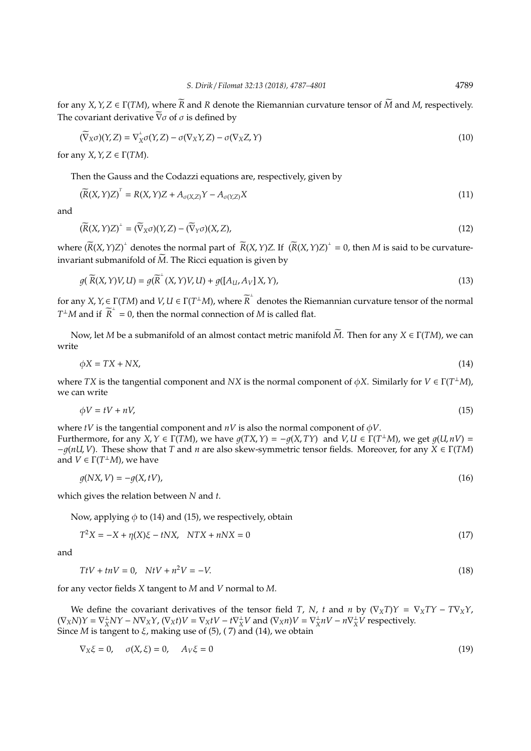for any $X, Y, Z \in \Gamma(TM)$, where $\widetilde{R}$ and $R$ denote the Riemannian curvature tensor of $\widetilde{M}$ and $M$, respectively. The covariant derivative $\widetilde{\nabla}\sigma$ of $\sigma$ is defined by

$$(\widetilde{\nabla}_X\sigma)(Y, Z) = \nabla^{\perp}_X\sigma(Y, Z) - \sigma(\nabla_X Y, Z) - \sigma(\nabla_X Z, Y) \tag{10}$$

for any $X, Y, Z \in \Gamma(TM)$.

Then the Gauss and the Codazzi equations are, respectively, given by

$$(\widetilde{R}(X, Y)Z)^{T} = R(X, Y)Z + A_{\sigma(X,Z)}Y - A_{\sigma(Y,Z)}X \tag{11}$$

and

$$(\widetilde{R}(X, Y)Z)^{\perp} = (\widetilde{\nabla}_X\sigma)(Y, Z) - (\widetilde{\nabla}_Y\sigma)(X, Z), \tag{12}$$

where $(\widetilde{R}(X, Y)Z)^{\perp}$ denotes the normal part of $\widetilde{R}(X, Y)Z$. If $(\widetilde{R}(X, Y)Z)^{\perp} = 0$, then $M$ is said to be curvature-invariant submanifold of $\widetilde{M}$. The Ricci equation is given by

$$g(\widetilde{R}(X, Y)V, U) = g(\widetilde{R}^{\perp}(X, Y)V, U) + g([A_U, A_V]X, Y), \tag{13}$$

for any $X, Y, \in \Gamma(TM)$ and $V, U \in \Gamma(T^{\perp}M)$, where $\widetilde{R}^{\perp}$ denotes the Riemannian curvature tensor of the normal $T^{\perp}M$ and if $\widetilde{R}^{\perp} = 0$, then the normal connection of $M$ is called flat.

Now, let $M$ be a submanifold of an almost contact metric manifold $\widetilde{M}$. Then for any $X \in \Gamma(TM)$, we can write

$$\phi X = TX + NX, \tag{14}$$

where $TX$ is the tangential component and $NX$ is the normal component of $\phi X$. Similarly for $V \in \Gamma(T^{\perp}M)$, we can write

$$\phi V = tV + nV, \tag{15}$$

where $tV$ is the tangential component and $nV$ is also the normal component of $\phi V$.
Furthermore, for any $X, Y \in \Gamma(TM)$, we have $g(TX, Y) = -g(X, TY)$ and $V, U \in \Gamma(T^{\perp}M)$, we get $g(U, nV) = -g(nU, V)$. These show that $T$ and $n$ are also skew-symmetric tensor fields. Moreover, for any $X \in \Gamma(TM)$ and $V \in \Gamma(T^{\perp}M)$, we have

$$g(NX, V) = -g(X, tV), \tag{16}$$

which gives the relation between $N$ and $t$.

Now, applying $\phi$ to (14) and (15), we respectively, obtain

$$T^2X = -X + \eta(X)\xi - tNX, \quad NTX + nNX = 0 \tag{17}$$

and

$$TtV + tnV = 0, \quad NtV + n^2V = -V. \tag{18}$$

for any vector fields $X$ tangent to $M$ and $V$ normal to $M$.

We define the covariant derivatives of the tensor field $T$, $N$, $t$ and $n$ by $(\nabla_X T)Y = \nabla_X TY - T\nabla_X Y$, $(\nabla_X N)Y = \nabla^{\perp}_X NY - N\nabla_X Y$, $(\nabla_X t)V = \nabla_X tV - t\nabla^{\perp}_X V$ and $(\nabla_X n)V = \nabla^{\perp}_X nV - n\nabla^{\perp}_X V$ respectively.
Since $M$ is tangent to $\xi$, making use of (5), (7) and (14), we obtain

$$\nabla_X\xi = 0, \quad \sigma(X, \xi) = 0, \quad A_V\xi = 0 \tag{19}$$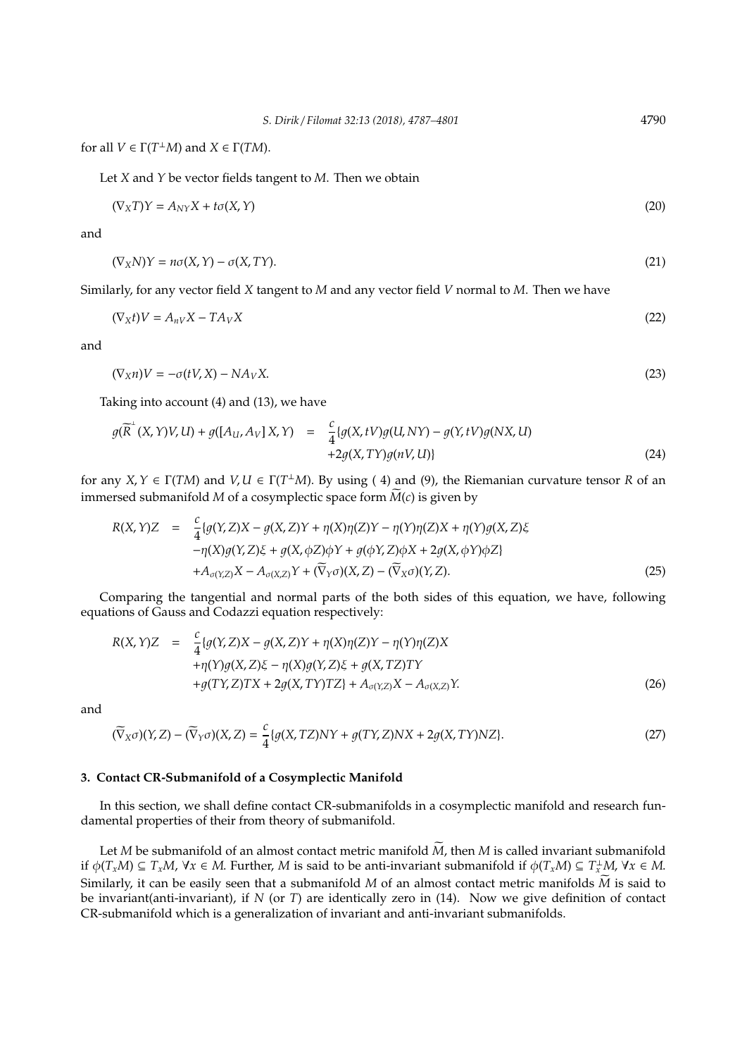for all $V \in \Gamma(T^{\perp}M)$ and $X \in \Gamma(TM)$.

Let $X$ and $Y$ be vector fields tangent to $M$. Then we obtain

$$(\nabla_X T)Y = A_{NY}X + t\sigma(X,Y) \tag{20}$$

and

$$(\nabla_X N)Y = n\sigma(X,Y) - \sigma(X,TY). \tag{21}$$

Similarly, for any vector field $X$ tangent to $M$ and any vector field $V$ normal to $M$. Then we have

$$(\nabla_X t)V = A_{nV}X - TA_V X \tag{22}$$

and

$$(\nabla_X n)V = -\sigma(tV,X) - NA_V X. \tag{23}$$

Taking into account (4) and (13), we have

$$\begin{aligned} g(\widetilde{R}^{\perp}(X,Y)V,U) + g([A_U, A_V]X,Y) &= \frac{c}{4}\{g(X,tV)g(U,NY) - g(Y,tV)g(NX,U) \\ &\quad + 2g(X,TY)g(nV,U)\} \end{aligned} \tag{24}$$

for any $X, Y \in \Gamma(TM)$ and $V, U \in \Gamma(T^{\perp}M)$. By using ( 4) and (9), the Riemanian curvature tensor $R$ of an immersed submanifold $M$ of a cosymplectic space form $\widetilde{M}(c)$ is given by

$$\begin{aligned} R(X,Y)Z &= \frac{c}{4}\{g(Y,Z)X - g(X,Z)Y + \eta(X)\eta(Z)Y - \eta(Y)\eta(Z)X + \eta(Y)g(X,Z)\xi \\ &\quad - \eta(X)g(Y,Z)\xi + g(X,\phi Z)\phi Y + g(\phi Y,Z)\phi X + 2g(X,\phi Y)\phi Z\} \\ &\quad + A_{\sigma(Y,Z)}X - A_{\sigma(X,Z)}Y + (\widetilde{\nabla}_Y\sigma)(X,Z) - (\widetilde{\nabla}_X\sigma)(Y,Z). \end{aligned} \tag{25}$$

Comparing the tangential and normal parts of the both sides of this equation, we have, following equations of Gauss and Codazzi equation respectively:

$$\begin{aligned} R(X,Y)Z &= \frac{c}{4}\{g(Y,Z)X - g(X,Z)Y + \eta(X)\eta(Z)Y - \eta(Y)\eta(Z)X \\ &\quad + \eta(Y)g(X,Z)\xi - \eta(X)g(Y,Z)\xi + g(X,TZ)TY \\ &\quad + g(TY,Z)TX + 2g(X,TY)TZ\} + A_{\sigma(Y,Z)}X - A_{\sigma(X,Z)}Y. \end{aligned} \tag{26}$$

and

$$(\widetilde{\nabla}_X\sigma)(Y,Z) - (\widetilde{\nabla}_Y\sigma)(X,Z) = \frac{c}{4}\{g(X,TZ)NY + g(TY,Z)NX + 2g(X,TY)NZ\}. \tag{27}$$

## 3. Contact CR-Submanifold of a Cosymplectic Manifold

In this section, we shall define contact CR-submanifolds in a cosymplectic manifold and research fundamental properties of their from theory of submanifold.

Let $M$ be submanifold of an almost contact metric manifold $\widetilde{M}$, then $M$ is called invariant submanifold if $\phi(T_xM) \subseteq T_xM$, $\forall x \in M$. Further, $M$ is said to be anti-invariant submanifold if $\phi(T_xM) \subseteq T_x^{\perp}M$, $\forall x \in M$. Similarly, it can be easily seen that a submanifold $M$ of an almost contact metric manifolds $\widetilde{M}$ is said to be invariant(anti-invariant), if $N$ (or $T$) are identically zero in (14). Now we give definition of contact CR-submanifold which is a generalization of invariant and anti-invariant submanifolds.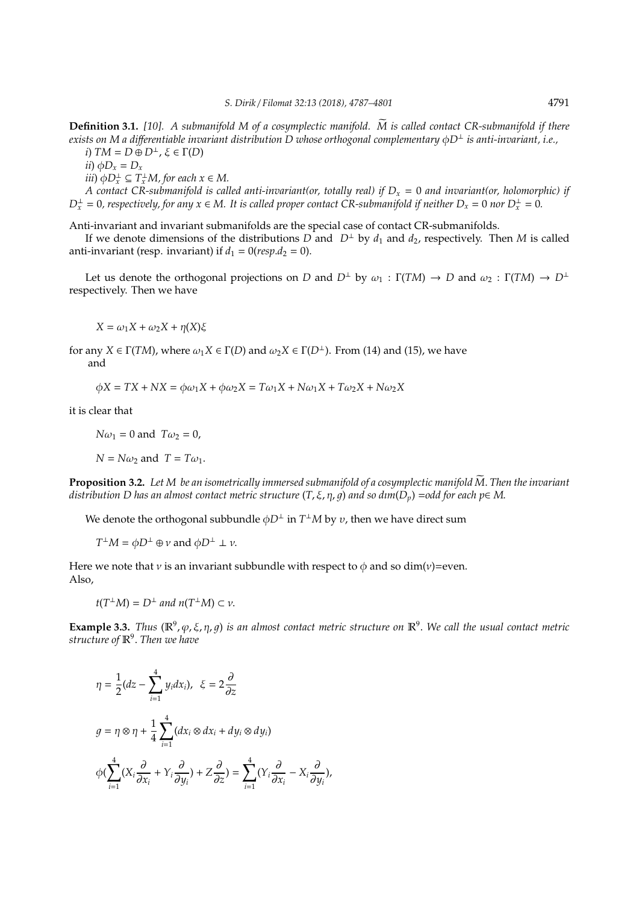**Definition 3.1.** *[10]. A submanifold $M$ of a cosymplectic manifold. $\widetilde{M}$ is called contact CR-submanifold if there exists on $M$ a differentiable invariant distribution $D$ whose orthogonal complementary $\phi D^{\perp}$ is anti-invariant, i.e.,*

*i)* $TM = D \oplus D^{\perp}$, $\xi \in \Gamma(D)$

*ii)* $\phi D_x = D_x$

*iii)* $\phi D_x^{\perp} \subseteq T_x^{\perp} M$, *for each* $x \in M$.

*A contact CR-submanifold is called anti-invariant(or, totally real) if $D_x = 0$ and invariant(or, holomorphic) if $D_x^{\perp} = 0$, respectively, for any $x \in M$. It is called proper contact CR-submanifold if neither $D_x = 0$ nor $D_x^{\perp} = 0$.*

Anti-invariant and invariant submanifolds are the special case of contact CR-submanifolds.

If we denote dimensions of the distributions $D$ and $D^{\perp}$ by $d_1$ and $d_2$, respectively. Then $M$ is called anti-invariant (resp. invariant) if $d_1 = 0 (resp. d_2 = 0)$.

Let us denote the orthogonal projections on $D$ and $D^{\perp}$ by $\omega_1 : \Gamma(TM) \to D$ and $\omega_2 : \Gamma(TM) \to D^{\perp}$ respectively. Then we have

$$X = \omega_1 X + \omega_2 X + \eta(X)\xi$$

for any $X \in \Gamma(TM)$, where $\omega_1 X \in \Gamma(D)$ and $\omega_2 X \in \Gamma(D^{\perp})$. From (14) and (15), we have
and

$$\phi X = TX + NX = \phi\omega_1 X + \phi\omega_2 X = T\omega_1 X + N\omega_1 X + T\omega_2 X + N\omega_2 X$$

it is clear that

$$N\omega_1 = 0 \text{ and } T\omega_2 = 0,$$

$$N = N\omega_2 \text{ and } T = T\omega_1.$$

**Proposition 3.2.** *Let $M$ be an isometrically immersed submanifold of a cosymplectic manifold $\widetilde{M}$. Then the invariant distribution $D$ has an almost contact metric structure $(T, \xi, \eta, g)$ and so $dim(D_p)$ =odd for each $p \in M$.*

We denote the orthogonal subbundle $\phi D^{\perp}$ in $T^{\perp}M$ by $v$, then we have direct sum

$$T^{\perp}M = \phi D^{\perp} \oplus \nu \text{ and } \phi D^{\perp} \perp \nu.$$

Here we note that $\nu$ is an invariant subbundle with respect to $\phi$ and so dim($\nu$)=even.
Also,

$$t(T^{\perp}M) = D^{\perp} \text{ and } n(T^{\perp}M) \subset \nu.$$

**Example 3.3.** *Thus $(\mathbb{R}^9, \varphi, \xi, \eta, g)$ is an almost contact metric structure on $\mathbb{R}^9$. We call the usual contact metric structure of $\mathbb{R}^9$. Then we have*

$$\eta = \frac{1}{2}(dz - \sum_{i=1}^{4} y_i dx_i), \quad \xi = 2\frac{\partial}{\partial z}$$

$$g = \eta \otimes \eta + \frac{1}{4}\sum_{i=1}^{4}(dx_i \otimes dx_i + dy_i \otimes dy_i)$$

$$\phi(\sum_{i=1}^{4}(X_i \frac{\partial}{\partial x_i} + Y_i \frac{\partial}{\partial y_i}) + Z\frac{\partial}{\partial z}) = \sum_{i=1}^{4}(Y_i \frac{\partial}{\partial x_i} - X_i \frac{\partial}{\partial y_i}),$$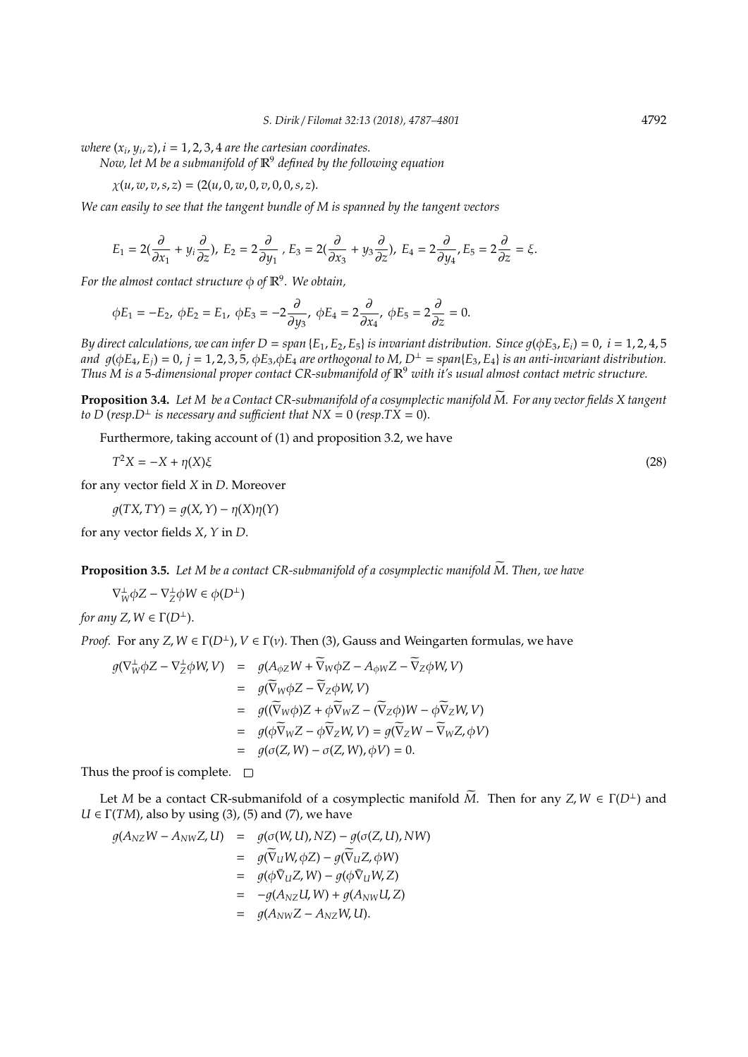*where* $(x_i, y_i, z), i = 1,2,3,4$ *are the cartesian coordinates.*

*Now, let* $M$ *be a submanifold of* $\mathbb{R}^9$ *defined by the following equation*

$$\chi(u, w, v, s, z) = (2(u, 0, w, 0, v, 0, 0, s, z).$$

*We can easily to see that the tangent bundle of* $M$ *is spanned by the tangent vectors*

$$E_1 = 2(\frac{\partial}{\partial x_1} + y_i \frac{\partial}{\partial z}),\ E_2 = 2\frac{\partial}{\partial y_1},\ E_3 = 2(\frac{\partial}{\partial x_3} + y_3 \frac{\partial}{\partial z}),\ E_4 = 2\frac{\partial}{\partial y_4}, E_5 = 2\frac{\partial}{\partial z} = \xi.$$

*For the almost contact structure* $\phi$ *of* $\mathbb{R}^9$*. We obtain,*

$$\phi E_1 = -E_2,\ \phi E_2 = E_1,\ \phi E_3 = -2\frac{\partial}{\partial y_3},\ \phi E_4 = 2\frac{\partial}{\partial x_4},\ \phi E_5 = 2\frac{\partial}{\partial z} = 0.$$

*By direct calculations, we can infer* $D = span\{E_1, E_2, E_5\}$ *is invariant distribution. Since* $g(\phi E_3, E_i) = 0,\ i = 1,2,4,5$ *and* $g(\phi E_4, E_j) = 0,\ j = 1,2,3,5$*,* $\phi E_3$*,*$\phi E_4$ *are orthogonal to* $M$*,* $D^{\perp} = span\{E_3, E_4\}$ *is an anti-invariant distribution. Thus* $M$ *is a* 5*-dimensional proper contact CR-submanifold of* $\mathbb{R}^9$ *with it's usual almost contact metric structure.*

**Proposition 3.4.** *Let* $M$ *be a Contact CR-submanifold of a cosymplectic manifold* $\widetilde{M}$*. For any vector fields* $X$ *tangent to* $D$ *(resp.*$D^{\perp}$ *is necessary and sufficient that* $NX = 0$ *(resp.*$TX = 0$*).*

Furthermore, taking account of (1) and proposition 3.2, we have

$$T^2X = -X + \eta(X)\xi \tag{28}$$

for any vector field $X$ in $D$. Moreover

$$g(TX, TY) = g(X, Y) - \eta(X)\eta(Y)$$

for any vector fields $X$, $Y$ in $D$.

**Proposition 3.5.** *Let* $M$ *be a contact CR-submanifold of a cosymplectic manifold* $\widetilde{M}$*. Then, we have*

$$\nabla^{\perp}_W \phi Z - \nabla^{\perp}_Z \phi W \in \phi(D^{\perp})$$

*for any* $Z, W \in \Gamma(D^{\perp})$*.*

*Proof.* For any $Z, W \in \Gamma(D^{\perp})$, $V \in \Gamma(\nu)$. Then (3), Gauss and Weingarten formulas, we have

$$\begin{aligned}
g(\nabla^{\perp}_W \phi Z - \nabla^{\perp}_Z \phi W, V) &= g(A_{\phi Z} W + \widetilde{\nabla}_W \phi Z - A_{\phi W} Z - \widetilde{\nabla}_Z \phi W, V) \\
&= g(\widetilde{\nabla}_W \phi Z - \widetilde{\nabla}_Z \phi W, V) \\
&= g((\widetilde{\nabla}_W \phi) Z + \phi \widetilde{\nabla}_W Z - (\widetilde{\nabla}_Z \phi) W - \phi \widetilde{\nabla}_Z W, V) \\
&= g(\phi \widetilde{\nabla}_W Z - \phi \widetilde{\nabla}_Z W, V) = g(\widetilde{\nabla}_Z W - \widetilde{\nabla}_W Z, \phi V) \\
&= g(\sigma(Z, W) - \sigma(Z, W), \phi V) = 0.
\end{aligned}$$

Thus the proof is complete. $\square$

Let $M$ be a contact CR-submanifold of a cosymplectic manifold $\widetilde{M}$. Then for any $Z, W \in \Gamma(D^{\perp})$ and $U \in \Gamma(TM)$, also by using (3), (5) and (7), we have

$$\begin{aligned}
g(A_{NZ} W - A_{NW} Z, U) &= g(\sigma(W, U), NZ) - g(\sigma(Z, U), NW) \\
&= g(\widetilde{\nabla}_U W, \phi Z) - g(\widetilde{\nabla}_U Z, \phi W) \\
&= g(\phi \bar{\nabla}_U Z, W) - g(\phi \bar{\nabla}_U W, Z) \\
&= -g(A_{NZ} U, W) + g(A_{NW} U, Z) \\
&= g(A_{NW} Z - A_{NZ} W, U).
\end{aligned}$$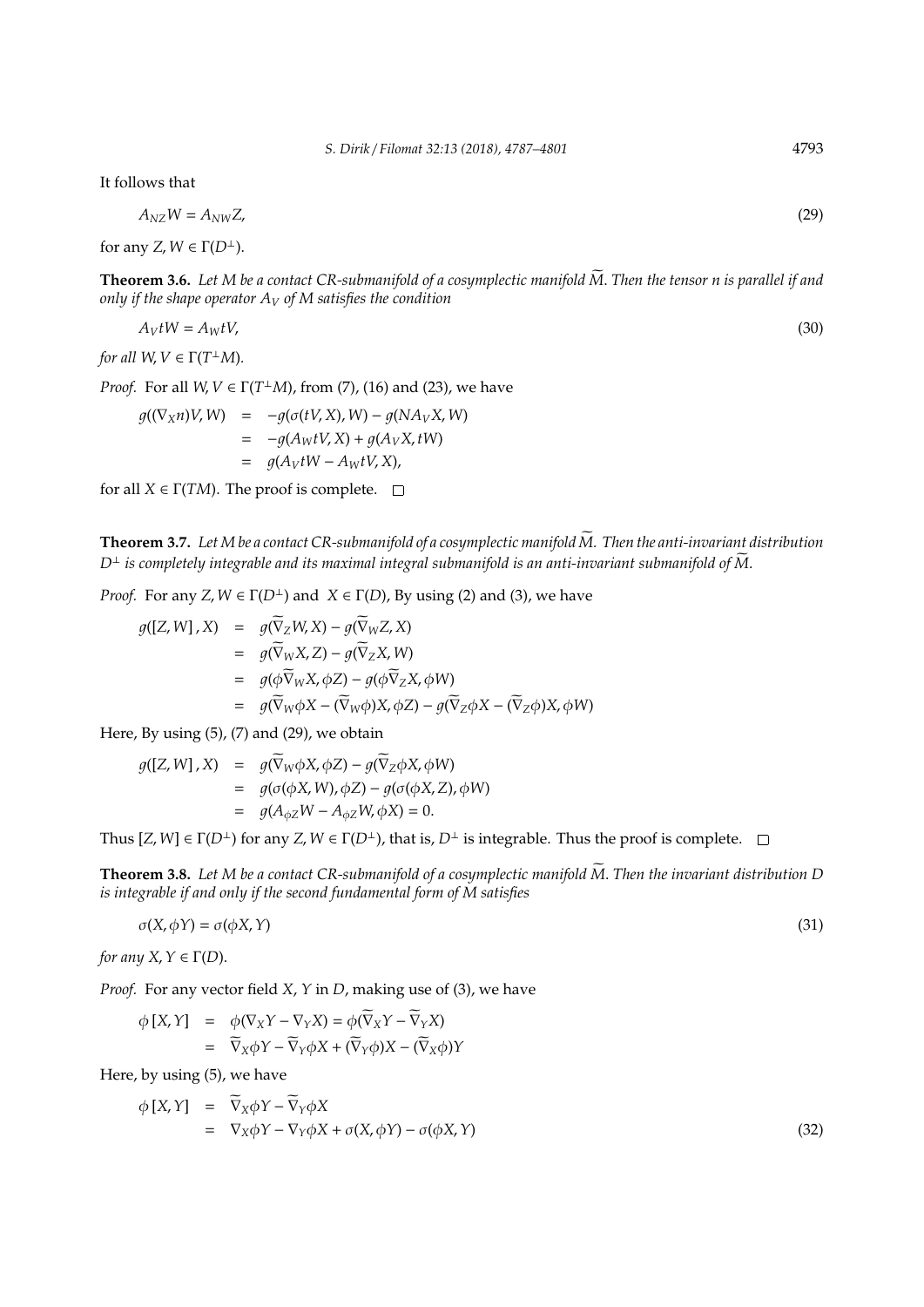It follows that

$$A_{NZ}W = A_{NW}Z, \tag{29}$$

for any $Z, W \in \Gamma(D^{\perp})$.

**Theorem 3.6.** *Let $M$ be a contact CR-submanifold of a cosymplectic manifold $\widetilde{M}$. Then the tensor $n$ is parallel if and only if the shape operator $A_V$ of $M$ satisfies the condition*

$$A_V tW = A_W tV, \tag{30}$$

*for all $W, V \in \Gamma(T^{\perp}M)$.*

*Proof.* For all $W, V \in \Gamma(T^{\perp}M)$, from (7), (16) and (23), we have

$$\begin{aligned}
g((\nabla_X n)V, W) &= -g(\sigma(tV, X), W) - g(NA_V X, W) \\
&= -g(A_W tV, X) + g(A_V X, tW) \\
&= g(A_V tW - A_W tV, X),
\end{aligned}$$

for all $X \in \Gamma(TM)$. The proof is complete. □

**Theorem 3.7.** *Let $M$ be a contact CR-submanifold of a cosymplectic manifold $\widetilde{M}$. Then the anti-invariant distribution $D^{\perp}$ is completely integrable and its maximal integral submanifold is an anti-invariant submanifold of $\widetilde{M}$.*

*Proof.* For any $Z, W \in \Gamma(D^{\perp})$ and $X \in \Gamma(D)$, By using (2) and (3), we have

$$\begin{aligned}
g([Z, W], X) &= g(\widetilde{\nabla}_Z W, X) - g(\widetilde{\nabla}_W Z, X) \\
&= g(\widetilde{\nabla}_W X, Z) - g(\widetilde{\nabla}_Z X, W) \\
&= g(\phi\widetilde{\nabla}_W X, \phi Z) - g(\phi\widetilde{\nabla}_Z X, \phi W) \\
&= g(\widetilde{\nabla}_W \phi X - (\widetilde{\nabla}_W \phi)X, \phi Z) - g(\widetilde{\nabla}_Z \phi X - (\widetilde{\nabla}_Z \phi)X, \phi W)
\end{aligned}$$

Here, By using (5), (7) and (29), we obtain

$$\begin{aligned}
g([Z, W], X) &= g(\widetilde{\nabla}_W \phi X, \phi Z) - g(\widetilde{\nabla}_Z \phi X, \phi W) \\
&= g(\sigma(\phi X, W), \phi Z) - g(\sigma(\phi X, Z), \phi W) \\
&= g(A_{\phi Z} W - A_{\phi Z} W, \phi X) = 0.
\end{aligned}$$

Thus $[Z, W] \in \Gamma(D^{\perp})$ for any $Z, W \in \Gamma(D^{\perp})$, that is, $D^{\perp}$ is integrable. Thus the proof is complete. □

**Theorem 3.8.** *Let $M$ be a contact CR-submanifold of a cosymplectic manifold $\widetilde{M}$. Then the invariant distribution $D$ is integrable if and only if the second fundamental form of $M$ satisfies*

$$\sigma(X, \phi Y) = \sigma(\phi X, Y) \tag{31}$$

*for any $X, Y \in \Gamma(D)$.*

*Proof.* For any vector field $X$, $Y$ in $D$, making use of (3), we have

$$\begin{aligned}
\phi[X, Y] &= \phi(\nabla_X Y - \nabla_Y X) = \phi(\widetilde{\nabla}_X Y - \widetilde{\nabla}_Y X) \\
&= \widetilde{\nabla}_X \phi Y - \widetilde{\nabla}_Y \phi X + (\widetilde{\nabla}_Y \phi)X - (\widetilde{\nabla}_X \phi)Y
\end{aligned}$$

Here, by using (5), we have

$$\begin{aligned}
\phi[X, Y] &= \widetilde{\nabla}_X \phi Y - \widetilde{\nabla}_Y \phi X \\
&= \nabla_X \phi Y - \nabla_Y \phi X + \sigma(X, \phi Y) - \sigma(\phi X, Y)
\end{aligned} \tag{32}$$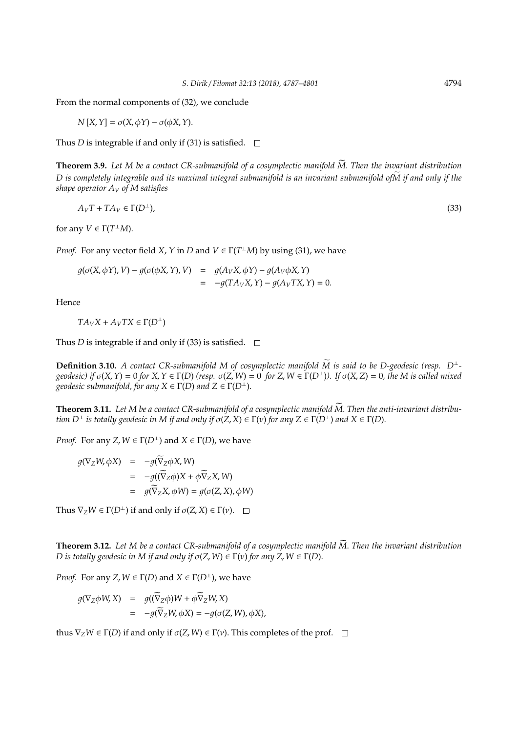From the normal components of (32), we conclude

$$N[X, Y] = \sigma(X, \phi Y) - \sigma(\phi X, Y).$$

Thus $D$ is integrable if and only if (31) is satisfied. $\square$

**Theorem 3.9.** *Let $M$ be a contact CR-submanifold of a cosymplectic manifold $\widetilde{M}$. Then the invariant distribution $D$ is completely integrable and its maximal integral submanifold is an invariant submanifold of $\widetilde{M}$ if and only if the shape operator $A_V$ of $M$ satisfies*

$$A_V T + T A_V \in \Gamma(D^{\perp}), \tag{33}$$

for any $V \in \Gamma(T^{\perp}M)$.

*Proof.* For any vector field $X, Y$ in $D$ and $V \in \Gamma(T^{\perp}M)$ by using (31), we have

$$\begin{aligned} g(\sigma(X, \phi Y), V) - g(\sigma(\phi X, Y), V) &= g(A_V X, \phi Y) - g(A_V \phi X, Y) \\ &= -g(T A_V X, Y) - g(A_V T X, Y) = 0. \end{aligned}$$

Hence

$$T A_V X + A_V T X \in \Gamma(D^{\perp})$$

Thus $D$ is integrable if and only if (33) is satisfied. $\square$

**Definition 3.10.** *A contact CR-submanifold $M$ of cosymplectic manifold $\widetilde{M}$ is said to be $D$-geodesic (resp. $D^{\perp}$-geodesic) if $\sigma(X, Y) = 0$ for $X, Y \in \Gamma(D)$ (resp. $\sigma(Z, W) = 0$ for $Z, W \in \Gamma(D^{\perp})$). If $\sigma(X, Z) = 0$, the $M$ is called mixed geodesic submanifold, for any $X \in \Gamma(D)$ and $Z \in \Gamma(D^{\perp})$.*

**Theorem 3.11.** *Let $M$ be a contact CR-submanifold of a cosymplectic manifold $\widetilde{M}$. Then the anti-invariant distribution $D^{\perp}$ is totally geodesic in $M$ if and only if $\sigma(Z, X) \in \Gamma(\nu)$ for any $Z \in \Gamma(D^{\perp})$ and $X \in \Gamma(D)$.*

*Proof.* For any $Z, W \in \Gamma(D^{\perp})$ and $X \in \Gamma(D)$, we have

$$\begin{aligned} g(\nabla_Z W, \phi X) &= -g(\widetilde{\nabla}_Z \phi X, W) \\ &= -g((\widetilde{\nabla}_Z \phi)X + \phi \widetilde{\nabla}_Z X, W) \\ &= g(\widetilde{\nabla}_Z X, \phi W) = g(\sigma(Z, X), \phi W) \end{aligned}$$

Thus $\nabla_Z W \in \Gamma(D^{\perp})$ if and only if $\sigma(Z, X) \in \Gamma(\nu)$. $\square$

**Theorem 3.12.** *Let $M$ be a contact CR-submanifold of a cosymplectic manifold $\widetilde{M}$. Then the invariant distribution $D$ is totally geodesic in $M$ if and only if $\sigma(Z, W) \in \Gamma(\nu)$ for any $Z, W \in \Gamma(D)$.*

*Proof.* For any $Z, W \in \Gamma(D)$ and $X \in \Gamma(D^{\perp})$, we have

$$\begin{aligned} g(\nabla_Z \phi W, X) &= g((\widetilde{\nabla}_Z \phi)W + \phi \widetilde{\nabla}_Z W, X) \\ &= -g(\widetilde{\nabla}_Z W, \phi X) = -g(\sigma(Z, W), \phi X), \end{aligned}$$

thus $\nabla_Z W \in \Gamma(D)$ if and only if $\sigma(Z, W) \in \Gamma(\nu)$. This completes of the prof. $\square$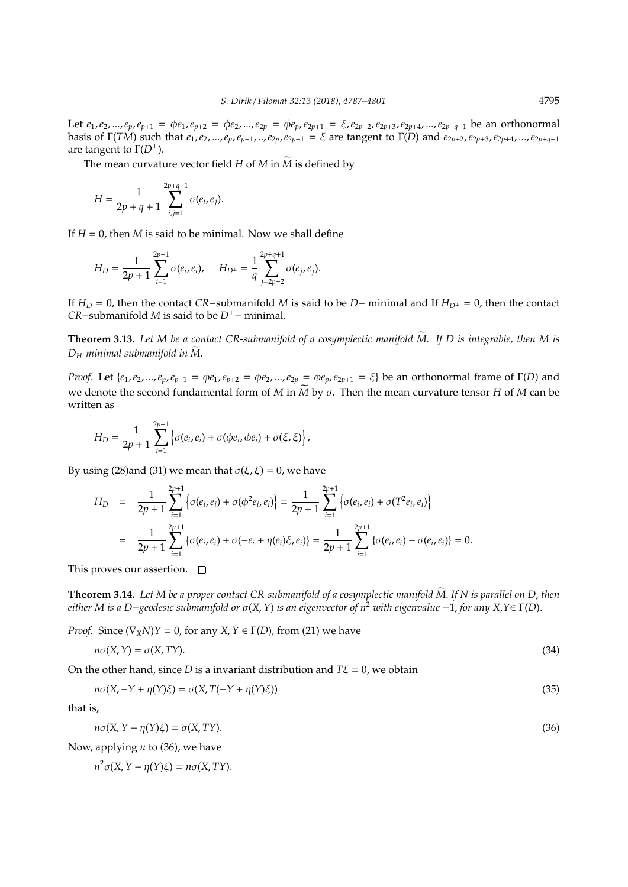Let $e_1, e_2, ..., e_p, e_{p+1} = \phi e_1, e_{p+2} = \phi e_2, ..., e_{2p} = \phi e_p, e_{2p+1} = \xi, e_{2p+2}, e_{2p+3}, e_{2p+4}, ..., e_{2p+q+1}$ be an orthonormal basis of $\Gamma(TM)$ such that $e_1, e_2, ..., e_p, e_{p+1}, .., e_{2p}, e_{2p+1} = \xi$ are tangent to $\Gamma(D)$ and $e_{2p+2}, e_{2p+3}, e_{2p+4}, ..., e_{2p+q+1}$ are tangent to $\Gamma(D^{\perp})$.

The mean curvature vector field $H$ of $M$ in $\widetilde{M}$ is defined by

$$H = \frac{1}{2p+q+1}\sum_{i,j=1}^{2p+q+1} \sigma(e_i, e_j).$$

If $H = 0$, then $M$ is said to be minimal. Now we shall define

$$H_D = \frac{1}{2p+1}\sum_{i=1}^{2p+1} \sigma(e_i, e_i), \qquad H_{D^{\perp}} = \frac{1}{q}\sum_{j=2p+2}^{2p+q+1} \sigma(e_j, e_j).$$

If $H_D = 0$, then the contact $CR-$submanifold $M$ is said to be $D-$ minimal and If $H_{D^{\perp}} = 0$, then the contact $CR-$submanifold $M$ is said to be $D^{\perp}-$ minimal.

**Theorem 3.13.** *Let $M$ be a contact CR-submanifold of a cosymplectic manifold $\widetilde{M}$. If $D$ is integrable, then $M$ is $D_H$-minimal submanifold in $\widetilde{M}$.*

*Proof.* Let $\{e_1, e_2, ..., e_p, e_{p+1} = \phi e_1, e_{p+2} = \phi e_2, ..., e_{2p} = \phi e_p, e_{2p+1} = \xi\}$ be an orthonormal frame of $\Gamma(D)$ and we denote the second fundamental form of $M$ in $\widetilde{M}$ by $\sigma$. Then the mean curvature tensor $H$ of $M$ can be written as

$$H_D = \frac{1}{2p+1}\sum_{i=1}^{2p+1} \left\{\sigma(e_i, e_i) + \sigma(\phi e_i, \phi e_i) + \sigma(\xi, \xi)\right\},$$

By using (28)and (31) we mean that $\sigma(\xi, \xi) = 0$, we have

$$\begin{aligned} H_D &= \frac{1}{2p+1}\sum_{i=1}^{2p+1} \left\{\sigma(e_i, e_i) + \sigma(\phi^2 e_i, e_i)\right\} = \frac{1}{2p+1}\sum_{i=1}^{2p+1} \left\{\sigma(e_i, e_i) + \sigma(T^2 e_i, e_i)\right\} \\ &= \frac{1}{2p+1}\sum_{i=1}^{2p+1} \{\sigma(e_i, e_i) + \sigma(-e_i + \eta(e_i)\xi, e_i)\} = \frac{1}{2p+1}\sum_{i=1}^{2p+1} \{\sigma(e_i, e_i) - \sigma(e_i, e_i)\} = 0. \end{aligned}$$

This proves our assertion. □

**Theorem 3.14.** *Let $M$ be a proper contact CR-submanifold of a cosymplectic manifold $\widetilde{M}$. If $N$ is parallel on $D$, then either $M$ is a $D-$geodesic submanifold or $\sigma(X, Y)$ is an eigenvector of $n^2$ with eigenvalue $-1$, for any $X,Y \in \Gamma(D)$.*

*Proof.* Since $(\nabla_X N)Y = 0$, for any $X, Y \in \Gamma(D)$, from (21) we have

$$n\sigma(X, Y) = \sigma(X, TY). \tag{34}$$

On the other hand, since $D$ is a invariant distribution and $T\xi = 0$, we obtain

$$n\sigma(X, -Y + \eta(Y)\xi) = \sigma(X, T(-Y + \eta(Y)\xi)) \tag{35}$$

that is,

$$n\sigma(X, Y - \eta(Y)\xi) = \sigma(X, TY). \tag{36}$$

Now, applying $n$ to (36), we have

$$n^2\sigma(X, Y - \eta(Y)\xi) = n\sigma(X, TY).$$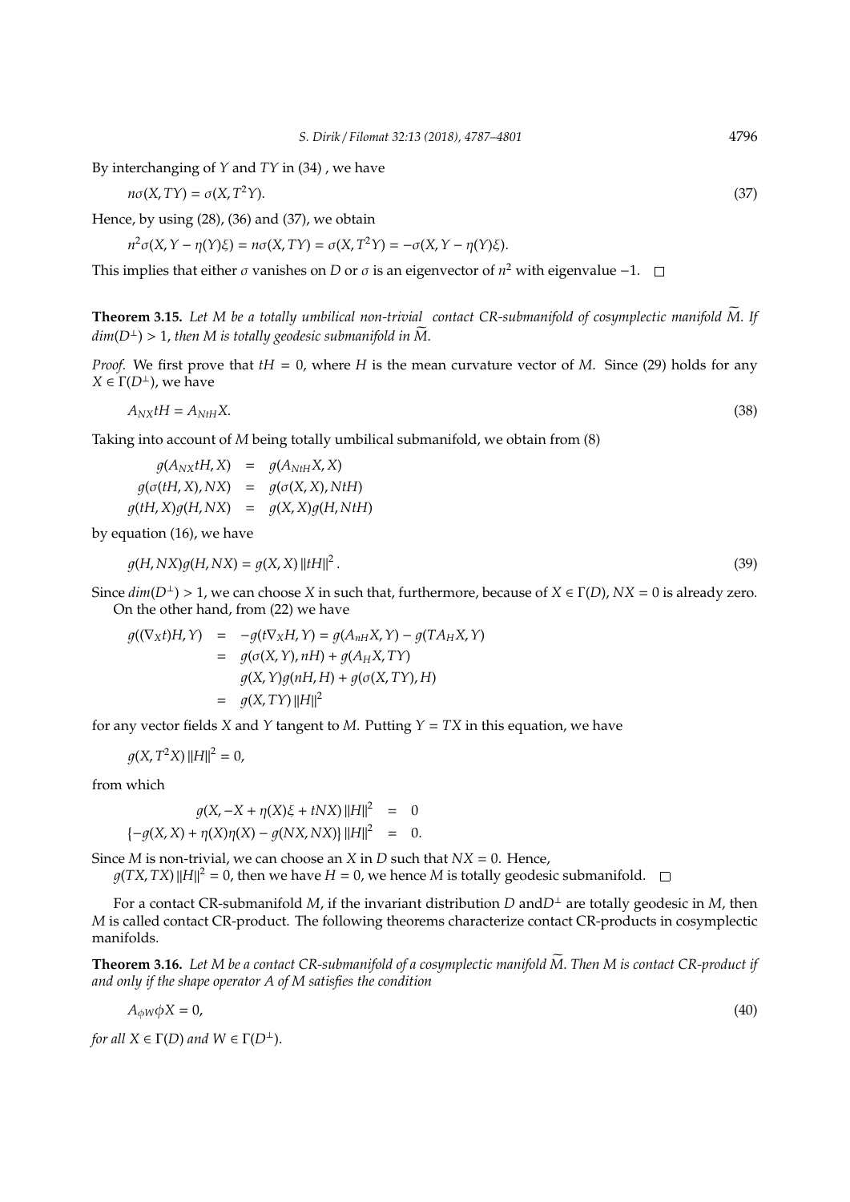By interchanging of $Y$ and $TY$ in (34) , we have

$$n\sigma(X, TY) = \sigma(X, T^2Y). \tag{37}$$

Hence, by using (28), (36) and (37), we obtain

$$n^2\sigma(X, Y - \eta(Y)\xi) = n\sigma(X, TY) = \sigma(X, T^2Y) = -\sigma(X, Y - \eta(Y)\xi).$$

This implies that either $\sigma$ vanishes on $D$ or $\sigma$ is an eigenvector of $n^2$ with eigenvalue $-1$. □

**Theorem 3.15.** *Let $M$ be a totally umbilical non-trivial contact CR-submanifold of cosymplectic manifold $\widetilde{M}$. If $dim(D^{\perp}) > 1$, then $M$ is totally geodesic submanifold in $\widetilde{M}$.*

*Proof.* We first prove that $tH = 0$, where $H$ is the mean curvature vector of $M$. Since (29) holds for any $X \in \Gamma(D^{\perp})$, we have

$$A_{NX}tH = A_{NtH}X. \tag{38}$$

Taking into account of $M$ being totally umbilical submanifold, we obtain from (8)

$$\begin{aligned}
g(A_{NX}tH, X) &= g(A_{NtH}X, X) \\
g(\sigma(tH, X), NX) &= g(\sigma(X, X), NtH) \\
g(tH, X)g(H, NX) &= g(X, X)g(H, NtH)
\end{aligned}$$

by equation (16), we have

$$g(H, NX)g(H, NX) = g(X, X)\left\|tH\right\|^2. \tag{39}$$

Since $dim(D^{\perp}) > 1$, we can choose $X$ in such that, furthermore, because of $X \in \Gamma(D)$, $NX = 0$ is already zero.
On the other hand, from (22) we have

$$\begin{aligned}
g((\nabla_X t)H, Y) &= -g(t\nabla_X H, Y) = g(A_{nH}X, Y) - g(TA_H X, Y) \\
&= g(\sigma(X, Y), nH) + g(A_H X, TY) \\
&\quad g(X, Y)g(nH, H) + g(\sigma(X, TY), H) \\
&= g(X, TY)\left\|H\right\|^2
\end{aligned}$$

for any vector fields $X$ and $Y$ tangent to $M$. Putting $Y = TX$ in this equation, we have

$$g(X, T^2X)\left\|H\right\|^2 = 0,$$

from which

$$\begin{aligned}
g(X, -X + \eta(X)\xi + tNX)\left\|H\right\|^2 &= 0 \\
\{-g(X, X) + \eta(X)\eta(X) - g(NX, NX)\}\left\|H\right\|^2 &= 0.
\end{aligned}$$

Since $M$ is non-trivial, we can choose an $X$ in $D$ such that $NX = 0$. Hence,
$g(TX, TX)\left\|H\right\|^2 = 0$, then we have $H = 0$, we hence $M$ is totally geodesic submanifold. □

For a contact CR-submanifold $M$, if the invariant distribution $D$ and$D^{\perp}$ are totally geodesic in $M$, then $M$ is called contact CR-product. The following theorems characterize contact CR-products in cosymplectic manifolds.

**Theorem 3.16.** *Let $M$ be a contact CR-submanifold of a cosymplectic manifold $\widetilde{M}$. Then $M$ is contact CR-product if and only if the shape operator $A$ of $M$ satisfies the condition*

$$A_{\phi W}\phi X = 0, \tag{40}$$

*for all $X \in \Gamma(D)$ and $W \in \Gamma(D^{\perp})$.*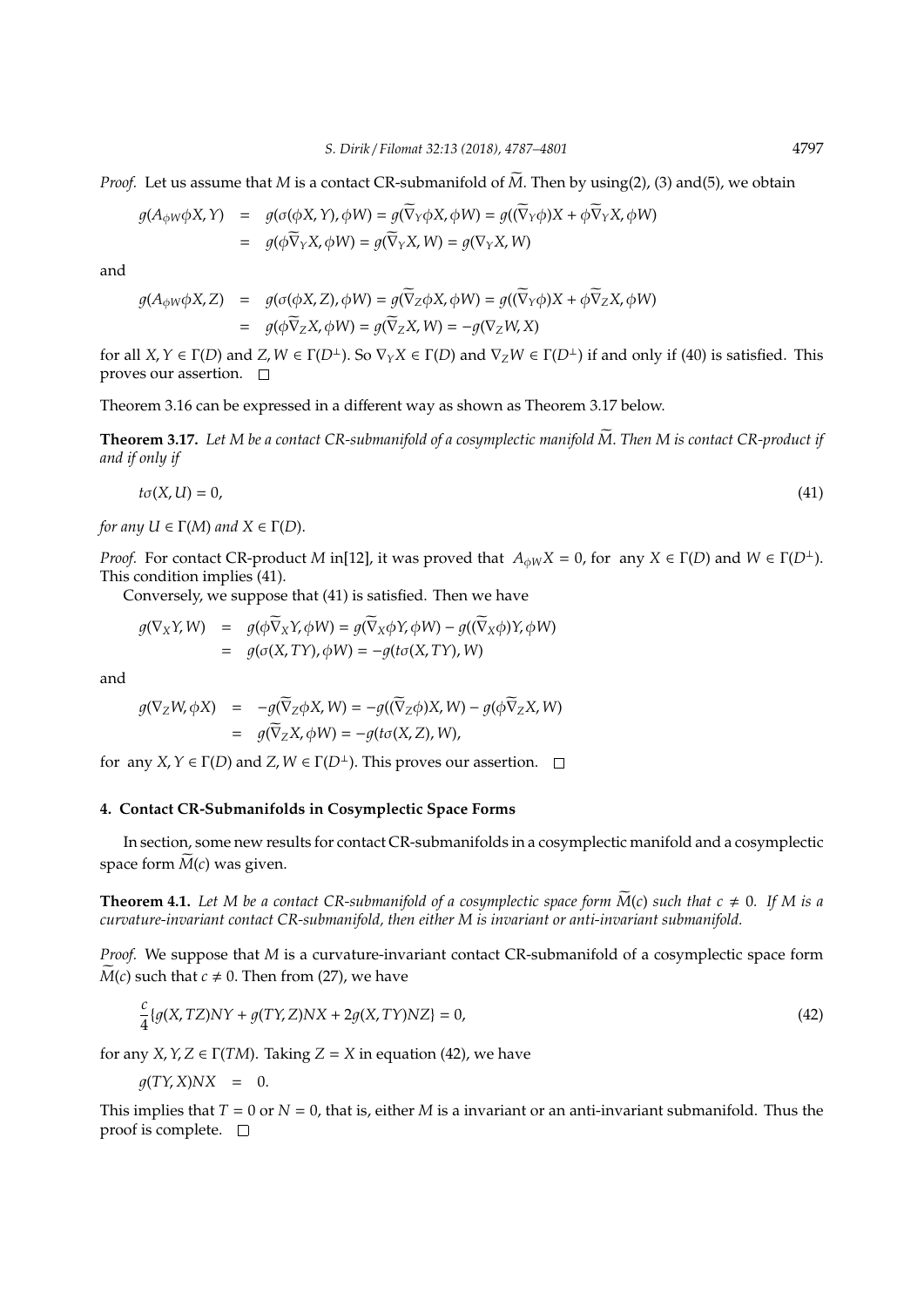*Proof.* Let us assume that $M$ is a contact CR-submanifold of $\widetilde{M}$. Then by using(2), (3) and(5), we obtain

$$
\begin{aligned}
g(A_{\phi W}\phi X, Y) &= g(\sigma(\phi X, Y), \phi W) = g(\widetilde{\nabla}_Y \phi X, \phi W) = g((\widetilde{\nabla}_Y \phi)X + \phi\widetilde{\nabla}_Y X, \phi W) \\
&= g(\phi\widetilde{\nabla}_Y X, \phi W) = g(\widetilde{\nabla}_Y X, W) = g(\nabla_Y X, W)
\end{aligned}
$$

and

$$
\begin{aligned}
g(A_{\phi W}\phi X, Z) &= g(\sigma(\phi X, Z), \phi W) = g(\widetilde{\nabla}_Z \phi X, \phi W) = g((\widetilde{\nabla}_Y \phi)X + \phi\widetilde{\nabla}_Z X, \phi W) \\
&= g(\phi\widetilde{\nabla}_Z X, \phi W) = g(\widetilde{\nabla}_Z X, W) = -g(\nabla_Z W, X)
\end{aligned}
$$

for all $X, Y \in \Gamma(D)$ and $Z, W \in \Gamma(D^{\perp})$. So $\nabla_Y X \in \Gamma(D)$ and $\nabla_Z W \in \Gamma(D^{\perp})$ if and only if (40) is satisfied. This proves our assertion. □

Theorem 3.16 can be expressed in a different way as shown as Theorem 3.17 below.

**Theorem 3.17.** *Let $M$ be a contact CR-submanifold of a cosymplectic manifold $\widetilde{M}$. Then $M$ is contact CR-product if and only if*

$$
t\sigma(X, U) = 0, \tag{41}
$$

*for any $U \in \Gamma(M)$ and $X \in \Gamma(D)$.*

*Proof.* For contact CR-product $M$ in[12], it was proved that $A_{\phi W}X = 0$, for any $X \in \Gamma(D)$ and $W \in \Gamma(D^{\perp})$. This condition implies (41).

Conversely, we suppose that (41) is satisfied. Then we have

$$
\begin{aligned}
g(\nabla_X Y, W) &= g(\phi\widetilde{\nabla}_X Y, \phi W) = g(\widetilde{\nabla}_X \phi Y, \phi W) - g((\widetilde{\nabla}_X \phi)Y, \phi W) \\
&= g(\sigma(X, TY), \phi W) = -g(t\sigma(X, TY), W)
\end{aligned}
$$

and

$$
\begin{aligned}
g(\nabla_Z W, \phi X) &= -g(\widetilde{\nabla}_Z \phi X, W) = -g((\widetilde{\nabla}_Z \phi)X, W) - g(\phi\widetilde{\nabla}_Z X, W) \\
&= g(\widetilde{\nabla}_Z X, \phi W) = -g(t\sigma(X, Z), W),
\end{aligned}
$$

for any $X, Y \in \Gamma(D)$ and $Z, W \in \Gamma(D^{\perp})$. This proves our assertion. □

## 4. Contact CR-Submanifolds in Cosymplectic Space Forms

In section, some new results for contact CR-submanifolds in a cosymplectic manifold and a cosymplectic space form $\widetilde{M}(c)$ was given.

**Theorem 4.1.** *Let $M$ be a contact CR-submanifold of a cosymplectic space form $\widetilde{M}(c)$ such that $c \neq 0$. If $M$ is a curvature-invariant contact CR-submanifold, then either $M$ is invariant or anti-invariant submanifold.*

*Proof.* We suppose that $M$ is a curvature-invariant contact CR-submanifold of a cosymplectic space form $\widetilde{M}(c)$ such that $c \neq 0$. Then from (27), we have

$$
\frac{c}{4}\{g(X, TZ)NY + g(TY, Z)NX + 2g(X, TY)NZ\} = 0, \tag{42}
$$

for any $X, Y, Z \in \Gamma(TM)$. Taking $Z = X$ in equation (42), we have

$$
g(TY, X)NX = 0.
$$

This implies that $T = 0$ or $N = 0$, that is, either $M$ is a invariant or an anti-invariant submanifold. Thus the proof is complete. □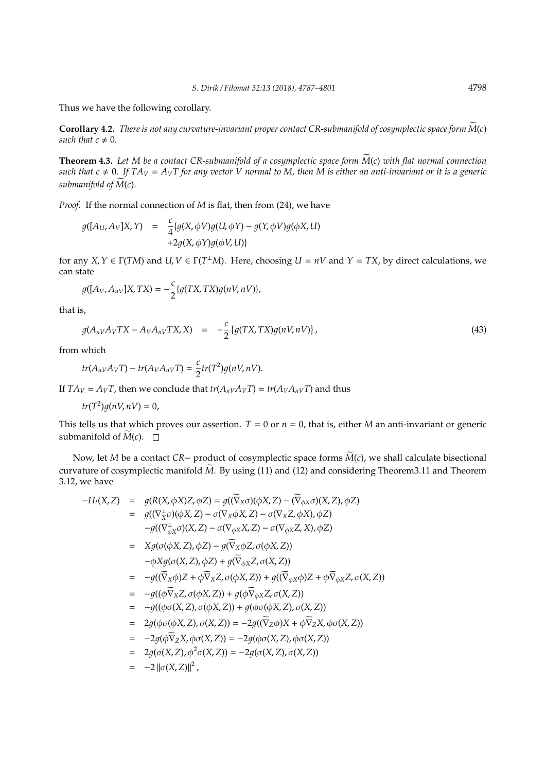Thus we have the following corollary.

**Corollary 4.2.** *There is not any curvature-invariant proper contact CR-submanifold of cosymplectic space form $\widetilde{M}(c)$ such that $c \neq 0$.*

**Theorem 4.3.** *Let $M$ be a contact CR-submanifold of a cosymplectic space form $\widetilde{M}(c)$ with flat normal connection such that $c \neq 0$. If $TA_V = A_V T$ for any vector $V$ normal to $M$, then $M$ is either an anti-invariant or it is a generic submanifold of $\widetilde{M}(c)$.*

*Proof.* If the normal connection of $M$ is flat, then from (24), we have

$$
\begin{aligned}
g([A_U, A_V]X, Y) &= \frac{c}{4}\{g(X, \phi V)g(U, \phi Y) - g(Y, \phi V)g(\phi X, U) \\
&\quad + 2g(X, \phi Y)g(\phi V, U)\}
\end{aligned}
$$

for any $X, Y \in \Gamma(TM)$ and $U, V \in \Gamma(T^{\perp}M)$. Here, choosing $U = nV$ and $Y = TX$, by direct calculations, we can state

$$
g([A_V, A_{nV}]X, TX) = -\frac{c}{2}\{g(TX, TX)g(nV, nV)\},
$$

that is,

$$
g(A_{nV}A_V TX - A_V A_{nV} TX, X) = -\frac{c}{2}\{g(TX, TX)g(nV, nV)\}, \tag{43}
$$

from which

$$
tr(A_{nV}A_V T) - tr(A_V A_{nV} T) = \frac{c}{2} tr(T^2) g(nV, nV).
$$

If $TA_V = A_V T$, then we conclude that $tr(A_{nV}A_V T) = tr(A_V A_{nV} T)$ and thus

$$
tr(T^2) g(nV, nV) = 0,
$$

This tells us that which proves our assertion. $T = 0$ or $n = 0$, that is, either $M$ an anti-invariant or generic submanifold of $\widetilde{M}(c)$. □

Now, let $M$ be a contact $CR-$ product of cosymplectic space forms $\widetilde{M}(c)$, we shall calculate bisectional curvature of cosymplectic manifold $\widetilde{M}$. By using (11) and (12) and considering Theorem3.11 and Theorem 3.12, we have

$$
\begin{aligned}
-H_t(X, Z) &= g(R(X, \phi X)Z, \phi Z) = g((\widetilde{\nabla}_X \sigma)(\phi X, Z) - (\widetilde{\nabla}_{\phi X}\sigma)(X, Z), \phi Z) \\
&= g((\nabla^{\perp}_X \sigma)(\phi X, Z) - \sigma(\nabla_X \phi X, Z) - \sigma(\nabla_X Z, \phi X), \phi Z) \\
&\quad - g((\nabla^{\perp}_{\phi X}\sigma)(X, Z) - \sigma(\nabla_{\phi X} X, Z) - \sigma(\nabla_{\phi X} Z, X), \phi Z) \\
&= X g(\sigma(\phi X, Z), \phi Z) - g(\widetilde{\nabla}_X \phi Z, \sigma(\phi X, Z)) \\
&\quad - \phi X g(\sigma(X, Z), \phi Z) + g(\widetilde{\nabla}_{\phi X} Z, \sigma(X, Z)) \\
&= -g((\widetilde{\nabla}_X \phi)Z + \phi \widetilde{\nabla}_X Z, \sigma(\phi X, Z)) + g((\widetilde{\nabla}_{\phi X}\phi)Z + \phi \widetilde{\nabla}_{\phi X} Z, \sigma(X, Z)) \\
&= -g((\phi \widetilde{\nabla}_X Z, \sigma(\phi X, Z)) + g(\phi \widetilde{\nabla}_{\phi X} Z, \sigma(X, Z)) \\
&= -g((\phi \sigma(X, Z), \sigma(\phi X, Z)) + g(\phi \sigma(\phi X, Z), \sigma(X, Z)) \\
&= 2g(\phi \sigma(\phi X, Z), \sigma(X, Z)) = -2g((\widetilde{\nabla}_Z \phi)X + \phi \widetilde{\nabla}_Z X, \phi \sigma(X, Z)) \\
&= -2g(\phi \widetilde{\nabla}_Z X, \phi \sigma(X, Z)) = -2g(\phi \sigma(X, Z), \phi \sigma(X, Z)) \\
&= 2g(\sigma(X, Z), \phi^2 \sigma(X, Z)) = -2g(\sigma(X, Z), \sigma(X, Z)) \\
&= -2\left\|\sigma(X, Z)\right\|^2,
\end{aligned}
$$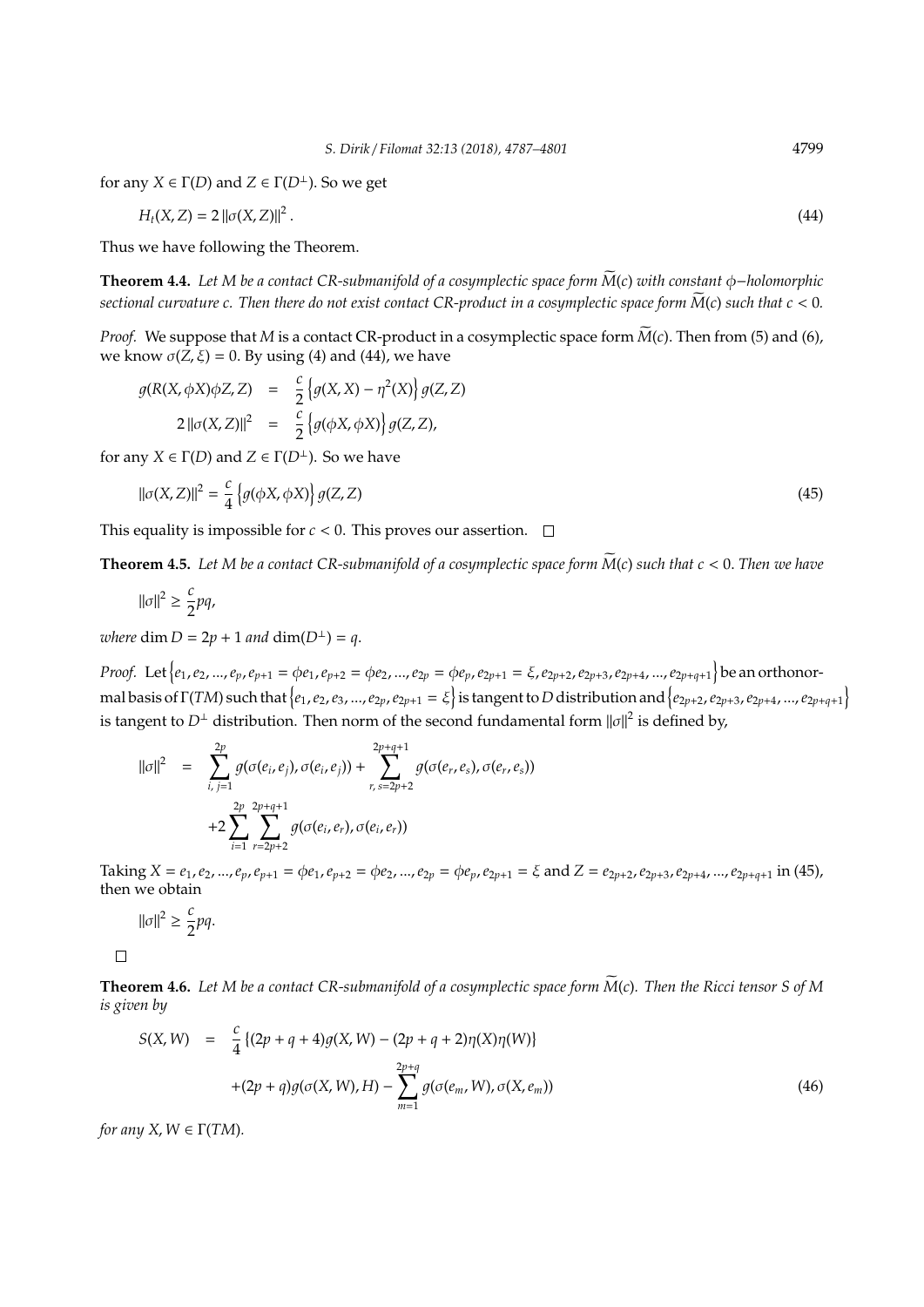for any $X \in \Gamma(D)$ and $Z \in \Gamma(D^{\perp})$. So we get

$$H_t(X,Z) = 2\left\|\sigma(X,Z)\right\|^2. \tag{44}$$

Thus we have following the Theorem.

**Theorem 4.4.** *Let $M$ be a contact CR-submanifold of a cosymplectic space form $\widetilde{M}(c)$ with constant $\phi-$holomorphic sectional curvature $c$. Then there do not exist contact CR-product in a cosymplectic space form $\widetilde{M}(c)$ such that $c < 0$.*

*Proof.* We suppose that $M$ is a contact CR-product in a cosymplectic space form $\widetilde{M}(c)$. Then from (5) and (6), we know $\sigma(Z,\xi) = 0$. By using (4) and (44), we have

$$\begin{aligned}
g(R(X,\phi X)\phi Z, Z) &= \frac{c}{2}\left\{g(X,X) - \eta^2(X)\right\}g(Z,Z) \\
2\left\|\sigma(X,Z)\right\|^2 &= \frac{c}{2}\left\{g(\phi X,\phi X)\right\}g(Z,Z),
\end{aligned}$$

for any $X \in \Gamma(D)$ and $Z \in \Gamma(D^{\perp})$. So we have

$$\left\|\sigma(X,Z)\right\|^2 = \frac{c}{4}\left\{g(\phi X,\phi X)\right\}g(Z,Z) \tag{45}$$

This equality is impossible for $c < 0$. This proves our assertion. $\square$

**Theorem 4.5.** *Let $M$ be a contact CR-submanifold of a cosymplectic space form $\widetilde{M}(c)$ such that $c < 0$. Then we have*

$$\left\|\sigma\right\|^2 \geq \frac{c}{2}pq,$$

*where* $\dim D = 2p + 1$ *and* $\dim(D^{\perp}) = q$.

*Proof.* Let $\left\{e_1, e_2, ..., e_p, e_{p+1} = \phi e_1, e_{p+2} = \phi e_2, ..., e_{2p} = \phi e_p, e_{2p+1} = \xi, e_{2p+2}, e_{2p+3}, e_{2p+4}, ..., e_{2p+q+1}\right\}$ be an orthonormal basis of $\Gamma(TM)$ such that $\left\{e_1, e_2, e_3, ..., e_{2p}, e_{2p+1} = \xi\right\}$ is tangent to $D$ distribution and $\left\{e_{2p+2}, e_{2p+3}, e_{2p+4}, ..., e_{2p+q+1}\right\}$ is tangent to $D^{\perp}$ distribution. Then norm of the second fundamental form $\left\|\sigma\right\|^2$ is defined by,

$$\begin{aligned}
\left\|\sigma\right\|^2 &= \sum_{i,\,j=1}^{2p} g(\sigma(e_i,e_j),\sigma(e_i,e_j)) + \sum_{r,\,s=2p+2}^{2p+q+1} g(\sigma(e_r,e_s),\sigma(e_r,e_s)) \\
&\quad + 2\sum_{i=1}^{2p}\sum_{r=2p+2}^{2p+q+1} g(\sigma(e_i,e_r),\sigma(e_i,e_r))
\end{aligned}$$

Taking $X = e_1, e_2, ..., e_p, e_{p+1} = \phi e_1, e_{p+2} = \phi e_2, ..., e_{2p} = \phi e_p, e_{2p+1} = \xi$ and $Z = e_{2p+2}, e_{2p+3}, e_{2p+4}, ..., e_{2p+q+1}$ in (45), then we obtain

$$\left\|\sigma\right\|^2 \geq \frac{c}{2}pq.$$

$\square$

**Theorem 4.6.** *Let $M$ be a contact CR-submanifold of a cosymplectic space form $\widetilde{M}(c)$. Then the Ricci tensor $S$ of $M$ is given by*

$$\begin{aligned}
S(X,W) &= \frac{c}{4}\left\{(2p+q+4)g(X,W) - (2p+q+2)\eta(X)\eta(W)\right\} \\
&\quad + (2p+q)g(\sigma(X,W),H) - \sum_{m=1}^{2p+q} g(\sigma(e_m,W),\sigma(X,e_m))
\end{aligned} \tag{46}$$

*for any $X, W \in \Gamma(TM)$.*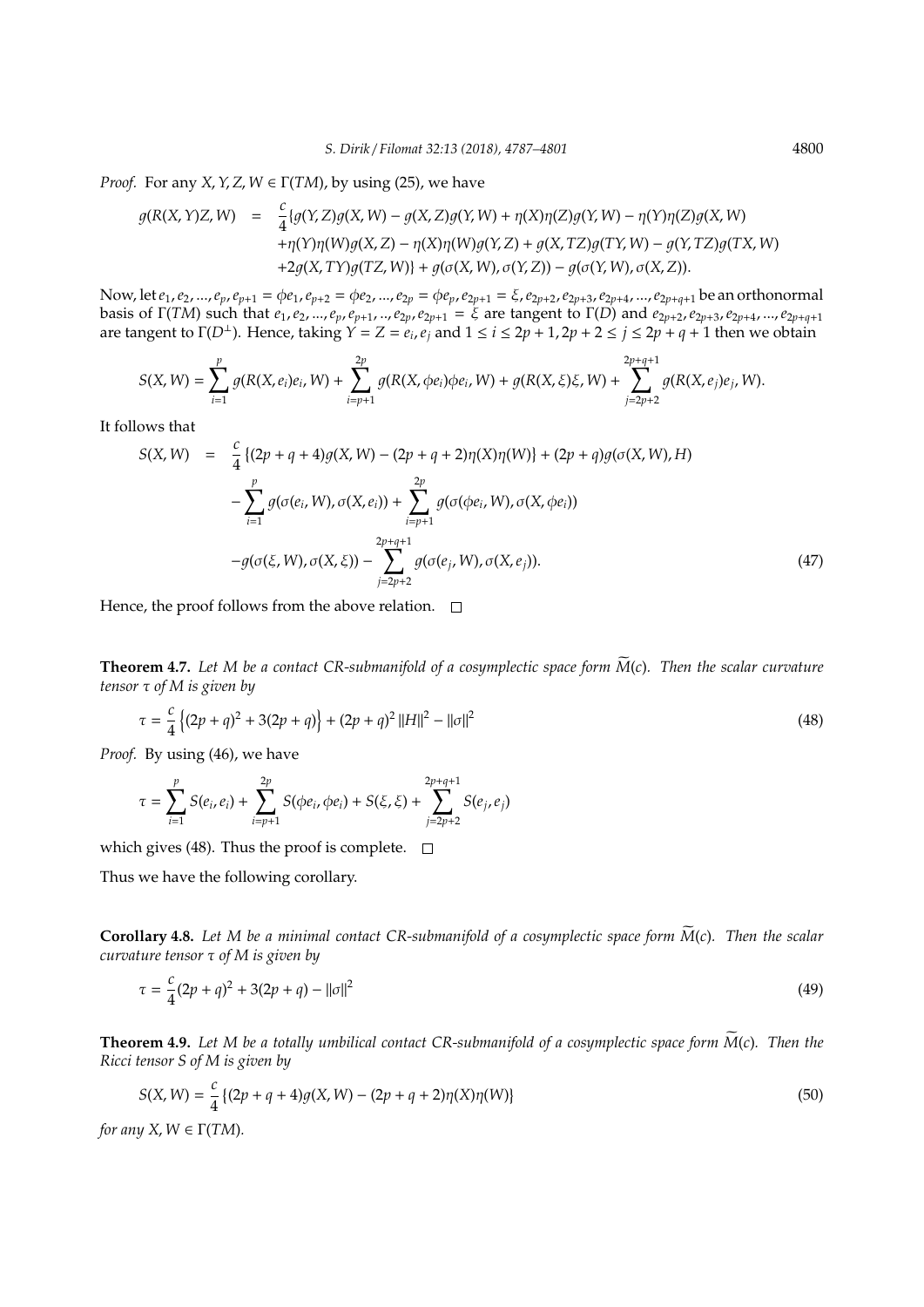*Proof.* For any $X, Y, Z, W \in \Gamma(TM)$, by using (25), we have

$$
\begin{aligned}
g(R(X,Y)Z,W) &= \frac{c}{4}\{g(Y,Z)g(X,W) - g(X,Z)g(Y,W) + \eta(X)\eta(Z)g(Y,W) - \eta(Y)\eta(Z)g(X,W) \\
&\quad + \eta(Y)\eta(W)g(X,Z) - \eta(X)\eta(W)g(Y,Z) + g(X,TZ)g(TY,W) - g(Y,TZ)g(TX,W) \\
&\quad + 2g(X,TY)g(TZ,W)\} + g(\sigma(X,W),\sigma(Y,Z)) - g(\sigma(Y,W),\sigma(X,Z)).
\end{aligned}
$$

Now, let $e_1, e_2, ..., e_p, e_{p+1} = \phi e_1, e_{p+2} = \phi e_2, ..., e_{2p} = \phi e_p, e_{2p+1} = \xi, e_{2p+2}, e_{2p+3}, e_{2p+4}, ..., e_{2p+q+1}$ be an orthonormal basis of $\Gamma(TM)$ such that $e_1, e_2, ..., e_p, e_{p+1}, .., e_{2p}, e_{2p+1} = \xi$ are tangent to $\Gamma(D)$ and $e_{2p+2}, e_{2p+3}, e_{2p+4}, ..., e_{2p+q+1}$ are tangent to $\Gamma(D^{\perp})$. Hence, taking $Y = Z = e_i, e_j$ and $1 \leq i \leq 2p+1, 2p+2 \leq j \leq 2p+q+1$ then we obtain

$$
S(X,W) = \sum_{i=1}^{p} g(R(X,e_i)e_i,W) + \sum_{i=p+1}^{2p} g(R(X,\phi e_i)\phi e_i,W) + g(R(X,\xi)\xi,W) + \sum_{j=2p+2}^{2p+q+1} g(R(X,e_j)e_j,W).
$$

It follows that

$$
\begin{aligned}
S(X,W) &= \frac{c}{4}\{(2p+q+4)g(X,W) - (2p+q+2)\eta(X)\eta(W)\} + (2p+q)g(\sigma(X,W),H) \\
&\quad - \sum_{i=1}^{p} g(\sigma(e_i,W),\sigma(X,e_i)) + \sum_{i=p+1}^{2p} g(\sigma(\phi e_i,W),\sigma(X,\phi e_i)) \\
&\quad - g(\sigma(\xi,W),\sigma(X,\xi)) - \sum_{j=2p+2}^{2p+q+1} g(\sigma(e_j,W),\sigma(X,e_j)).
\end{aligned}
\tag{47}
$$

Hence, the proof follows from the above relation. □

**Theorem 4.7.** *Let $M$ be a contact CR-submanifold of a cosymplectic space form $\widetilde{M}(c)$. Then the scalar curvature tensor $\tau$ of $M$ is given by*

$$
\tau = \frac{c}{4}\left\{(2p+q)^2 + 3(2p+q)\right\} + (2p+q)^2\|H\|^2 - \|\sigma\|^2 \tag{48}
$$

*Proof.* By using (46), we have

$$
\tau = \sum_{i=1}^{p} S(e_i,e_i) + \sum_{i=p+1}^{2p} S(\phi e_i,\phi e_i) + S(\xi,\xi) + \sum_{j=2p+2}^{2p+q+1} S(e_j,e_j)
$$

which gives (48). Thus the proof is complete. □

Thus we have the following corollary.

**Corollary 4.8.** *Let $M$ be a minimal contact CR-submanifold of a cosymplectic space form $\widetilde{M}(c)$. Then the scalar curvature tensor $\tau$ of $M$ is given by*

$$
\tau = \frac{c}{4}(2p+q)^2 + 3(2p+q) - \|\sigma\|^2 \tag{49}
$$

**Theorem 4.9.** *Let $M$ be a totally umbilical contact CR-submanifold of a cosymplectic space form $\widetilde{M}(c)$. Then the Ricci tensor $S$ of $M$ is given by*

$$
S(X,W) = \frac{c}{4}\{(2p+q+4)g(X,W) - (2p+q+2)\eta(X)\eta(W)\} \tag{50}
$$

*for any $X, W \in \Gamma(TM)$.*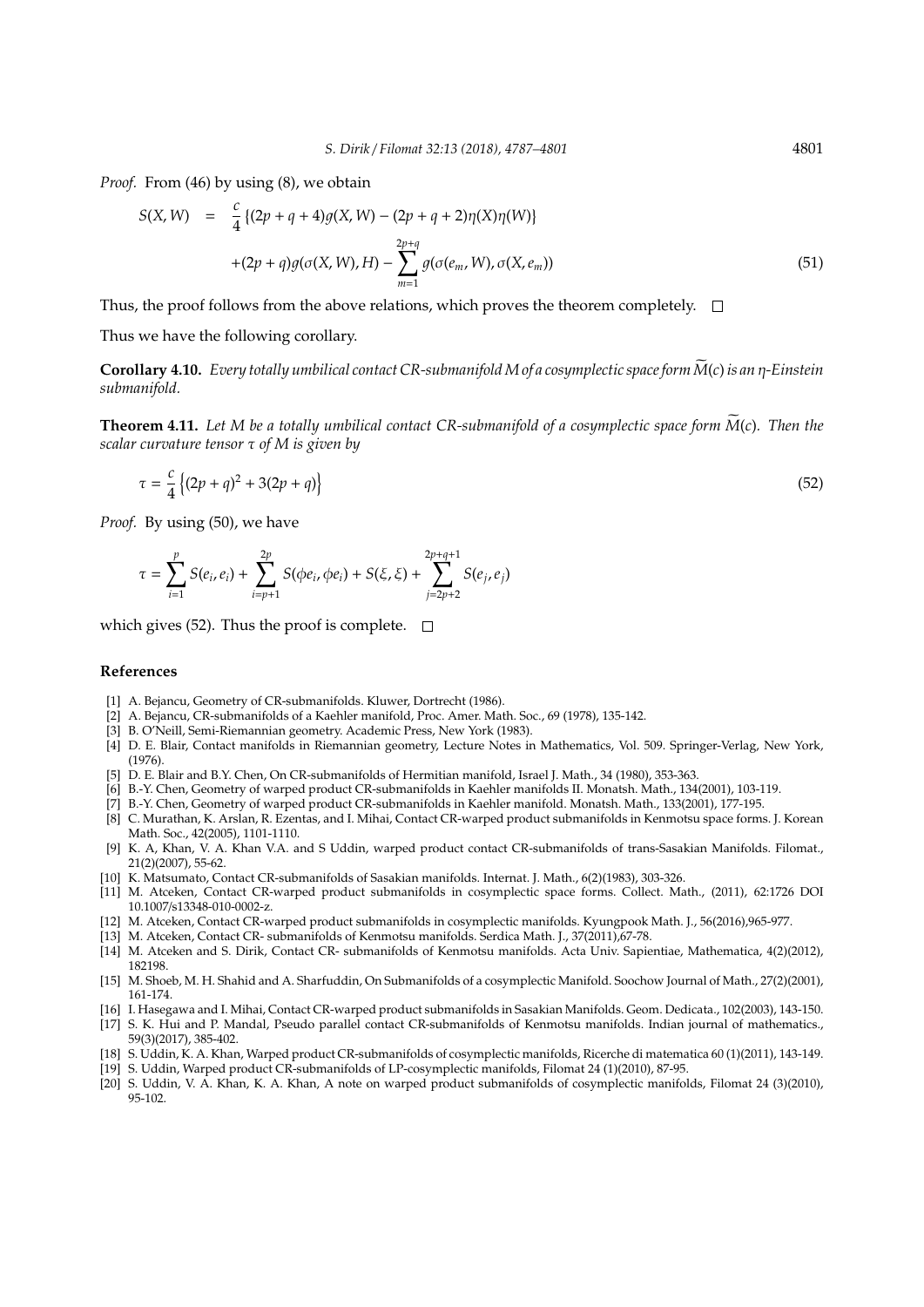*Proof.* From (46) by using (8), we obtain

$$
\begin{aligned}
S(X,W) &= \frac{c}{4}\{(2p+q+4)g(X,W)-(2p+q+2)\eta(X)\eta(W)\} \\
&\quad +(2p+q)g(\sigma(X,W),H)-\sum_{m=1}^{2p+q} g(\sigma(e_m,W),\sigma(X,e_m))
\end{aligned} \tag{51}
$$

Thus, the proof follows from the above relations, which proves the theorem completely. □

Thus we have the following corollary.

**Corollary 4.10.** *Every totally umbilical contact CR-submanifold $M$ of a cosymplectic space form $\widetilde{M}(c)$ is an $\eta$-Einstein submanifold.*

**Theorem 4.11.** *Let $M$ be a totally umbilical contact CR-submanifold of a cosymplectic space form $\widetilde{M}(c)$. Then the scalar curvature tensor $\tau$ of $M$ is given by*

$$
\tau = \frac{c}{4}\left\{(2p+q)^2 + 3(2p+q)\right\} \tag{52}
$$

*Proof.* By using (50), we have

$$
\tau = \sum_{i=1}^{p} S(e_i,e_i) + \sum_{i=p+1}^{2p} S(\phi e_i,\phi e_i) + S(\xi,\xi) + \sum_{j=2p+2}^{2p+q+1} S(e_j,e_j)
$$

which gives (52). Thus the proof is complete. □

## References

[1] A. Bejancu, Geometry of CR-submanifolds. Kluwer, Dortrecht (1986).

[2] A. Bejancu, CR-submanifolds of a Kaehler manifold, Proc. Amer. Math. Soc., 69 (1978), 135-142.

[3] B. O'Neill, Semi-Riemannian geometry. Academic Press, New York (1983).

[4] D. E. Blair, Contact manifolds in Riemannian geometry, Lecture Notes in Mathematics, Vol. 509. Springer-Verlag, New York, (1976).

[5] D. E. Blair and B.Y. Chen, On CR-submanifolds of Hermitian manifold, Israel J. Math., 34 (1980), 353-363.

[6] B.-Y. Chen, Geometry of warped product CR-submanifolds in Kaehler manifolds II. Monatsh. Math., 134(2001), 103-119.

[7] B.-Y. Chen, Geometry of warped product CR-submanifolds in Kaehler manifold. Monatsh. Math., 133(2001), 177-195.

[8] C. Murathan, K. Arslan, R. Ezentas, and I. Mihai, Contact CR-warped product submanifolds in Kenmotsu space forms. J. Korean Math. Soc., 42(2005), 1101-1110.

[9] K. A, Khan, V. A. Khan V.A. and S Uddin, warped product contact CR-submanifolds of trans-Sasakian Manifolds. Filomat., 21(2)(2007), 55-62.

[10] K. Matsumato, Contact CR-submanifolds of Sasakian manifolds. Internat. J. Math., 6(2)(1983), 303-326.

[11] M. Atceken, Contact CR-warped product submanifolds in cosymplectic space forms. Collect. Math., (2011), 62:1726 DOI 10.1007/s13348-010-0002-z.

[12] M. Atceken, Contact CR-warped product submanifolds in cosymplectic manifolds. Kyungpook Math. J., 56(2016),965-977.

[13] M. Atceken, Contact CR- submanifolds of Kenmotsu manifolds. Serdica Math. J., 37(2011),67-78.

[14] M. Atceken and S. Dirik, Contact CR- submanifolds of Kenmotsu manifolds. Acta Univ. Sapientiae, Mathematica, 4(2)(2012), 182198.

[15] M. Shoeb, M. H. Shahid and A. Sharfuddin, On Submanifolds of a cosymplectic Manifold. Soochow Journal of Math., 27(2)(2001), 161-174.

[16] I. Hasegawa and I. Mihai, Contact CR-warped product submanifolds in Sasakian Manifolds. Geom. Dedicata., 102(2003), 143-150.

[17] S. K. Hui and P. Mandal, Pseudo parallel contact CR-submanifolds of Kenmotsu manifolds. Indian journal of mathematics., 59(3)(2017), 385-402.

[18] S. Uddin, K. A. Khan, Warped product CR-submanifolds of cosymplectic manifolds, Ricerche di matematica 60 (1)(2011), 143-149.

[19] S. Uddin, Warped product CR-submanifolds of LP-cosymplectic manifolds, Filomat 24 (1)(2010), 87-95.

[20] S. Uddin, V. A. Khan, K. A. Khan, A note on warped product submanifolds of cosymplectic manifolds, Filomat 24 (3)(2010), 95-102.